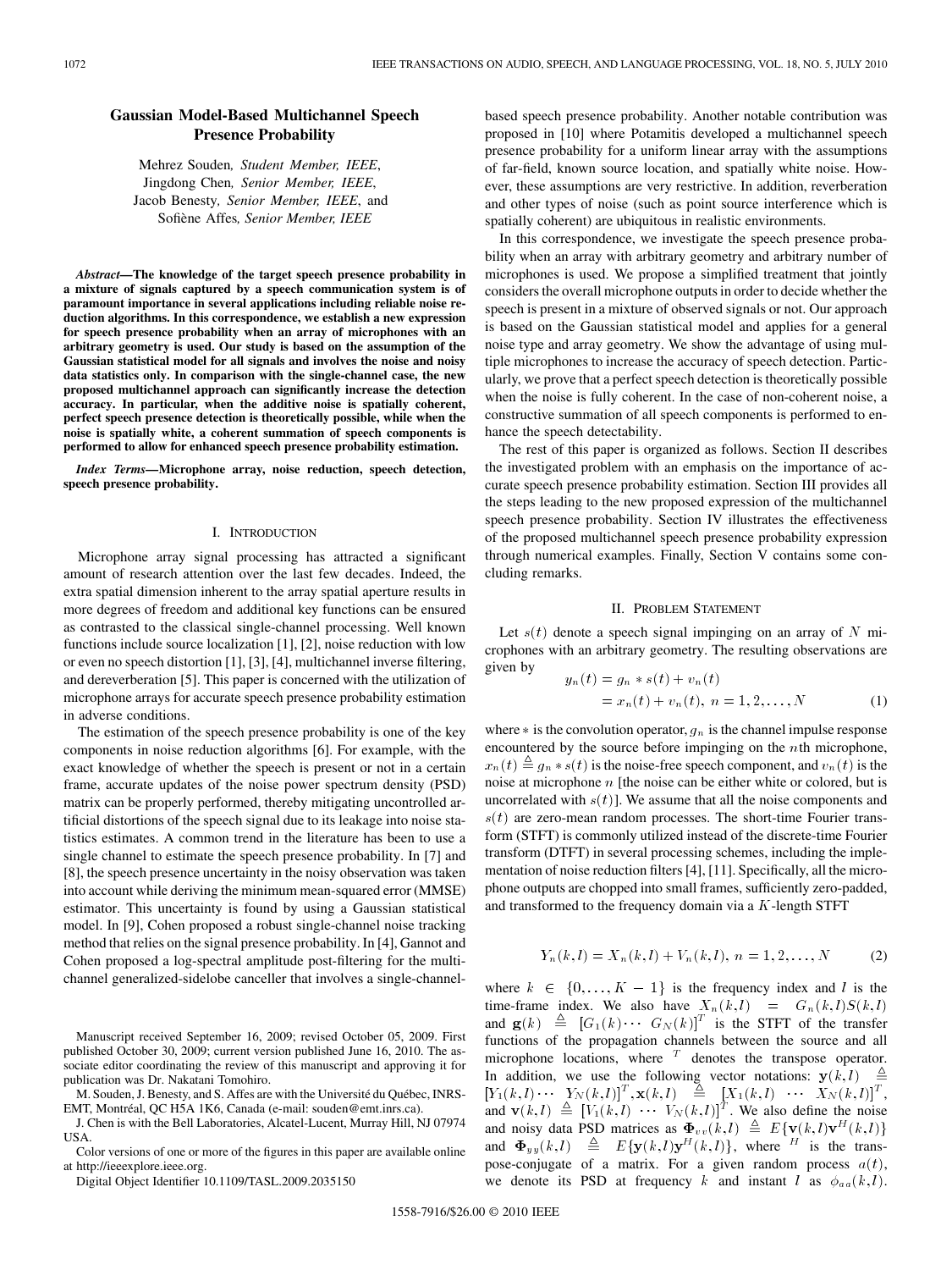# Gaussian Model-Based Multichannel Speech Presence Probability

Mehrez Souden, *Student Member, IEEE*, Jingdong Chen, *Senior Member, IEEE*, Jacob Benesty, *Senior Member, IEEE*, and Sofiène Affes, *Senior Member, IEEE*

***Abstract*—The knowledge of the target speech presence probability in a mixture of signals captured by a speech communication system is of paramount importance in several applications including reliable noise reduction algorithms. In this correspondence, we establish a new expression for speech presence probability when an array of microphones with an arbitrary geometry is used. Our study is based on the assumption of the Gaussian statistical model for all signals and involves the noise and noisy data statistics only. In comparison with the single-channel case, the new proposed multichannel approach can significantly increase the detection accuracy. In particular, when the additive noise is spatially coherent, perfect speech presence detection is theoretically possible, while when the noise is spatially white, a coherent summation of speech components is performed to allow for enhanced speech presence probability estimation.**

***Index Terms*—Microphone array, noise reduction, speech detection, speech presence probability.**

## I. Introduction

Microphone array signal processing has attracted a significant amount of research attention over the last few decades. Indeed, the extra spatial dimension inherent to the array spatial aperture results in more degrees of freedom and additional key functions can be ensured as contrasted to the classical single-channel processing. Well known functions include source localization [1], [2], noise reduction with low or even no speech distortion [1], [3], [4], multichannel inverse filtering, and dereverberation [5]. This paper is concerned with the utilization of microphone arrays for accurate speech presence probability estimation in adverse conditions.

The estimation of the speech presence probability is one of the key components in noise reduction algorithms [6]. For example, with the exact knowledge of whether the speech is present or not in a certain frame, accurate updates of the noise power spectrum density (PSD) matrix can be properly performed, thereby mitigating uncontrolled artificial distortions of the speech signal due to its leakage into noise statistics estimates. A common trend in the literature has been to use a single channel to estimate the speech presence probability. In [7] and [8], the speech presence uncertainty in the noisy observation was taken into account while deriving the minimum mean-squared error (MMSE) estimator. This uncertainty is found by using a Gaussian statistical model. In [9], Cohen proposed a robust single-channel noise tracking method that relies on the signal presence probability. In [4], Gannot and Cohen proposed a log-spectral amplitude post-filtering for the multichannel generalized-sidelobe canceller that involves a single-channel-based speech presence probability. Another notable contribution was proposed in [10] where Potamitis developed a multichannel speech presence probability for a uniform linear array with the assumptions of far-field, known source location, and spatially white noise. However, these assumptions are very restrictive. In addition, reverberation and other types of noise (such as point source interference which is spatially coherent) are ubiquitous in realistic environments.

In this correspondence, we investigate the speech presence probability when an array with arbitrary geometry and arbitrary number of microphones is used. We propose a simplified treatment that jointly considers the overall microphone outputs in order to decide whether the speech is present in a mixture of observed signals or not. Our approach is based on the Gaussian statistical model and applies for a general noise type and array geometry. We show the advantage of using multiple microphones to increase the accuracy of speech detection. Particularly, we prove that a perfect speech detection is theoretically possible when the noise is fully coherent. In the case of non-coherent noise, a constructive summation of all speech components is performed to enhance the speech detectability.

The rest of this paper is organized as follows. Section II describes the investigated problem with an emphasis on the importance of accurate speech presence probability estimation. Section III provides all the steps leading to the new proposed expression of the multichannel speech presence probability. Section IV illustrates the effectiveness of the proposed multichannel speech presence probability expression through numerical examples. Finally, Section V contains some concluding remarks.

## II. Problem Statement

Let $s(t)$ denote a speech signal impinging on an array of $N$ microphones with an arbitrary geometry. The resulting observations are given by

$$\begin{aligned} y_n(t) &= g_n * s(t) + v_n(t) \\ &= x_n(t) + v_n(t),\ n = 1, 2, \ldots, N \end{aligned} \tag{1}$$

where $*$ is the convolution operator, $g_n$ is the channel impulse response encountered by the source before impinging on the $n$th microphone, $x_n(t) \triangleq g_n * s(t)$ is the noise-free speech component, and $v_n(t)$ is the noise at microphone $n$ [the noise can be either white or colored, but is uncorrelated with $s(t)$]. We assume that all the noise components and $s(t)$ are zero-mean random processes. The short-time Fourier transform (STFT) is commonly utilized instead of the discrete-time Fourier transform (DTFT) in several processing schemes, including the implementation of noise reduction filters [4], [11]. Specifically, all the microphone outputs are chopped into small frames, sufficiently zero-padded, and transformed to the frequency domain via a $K$-length STFT

$$Y_n(k,l) = X_n(k,l) + V_n(k,l),\ n = 1, 2, \ldots, N \tag{2}$$

where $k \in \{0, \ldots, K-1\}$ is the frequency index and $l$ is the time-frame index. We also have $X_n(k,l) = G_n(k,l)S(k,l)$ and $\mathbf{g}(k) \triangleq [G_1(k) \cdots G_N(k)]^T$ is the STFT of the transfer functions of the propagation channels between the source and all microphone locations, where $^T$ denotes the transpose operator. In addition, we use the following vector notations: $\mathbf{y}(k,l) \triangleq [Y_1(k,l) \cdots Y_N(k,l)]^T, \mathbf{x}(k,l) \triangleq [X_1(k,l) \cdots X_N(k,l)]^T$, and $\mathbf{v}(k,l) \triangleq [V_1(k,l) \cdots V_N(k,l)]^T$. We also define the noise and noisy data PSD matrices as $\mathbf{\Phi}_{vv}(k,l) \triangleq E\{\mathbf{v}(k,l)\mathbf{v}^H(k,l)\}$ and $\mathbf{\Phi}_{yy}(k,l) \triangleq E\{\mathbf{y}(k,l)\mathbf{y}^H(k,l)\}$, where $^H$ is the transpose-conjugate of a matrix. For a given random process $a(t)$, we denote its PSD at frequency $k$ and instant $l$ as $\phi_{aa}(k,l)$.

Manuscript received September 16, 2009; revised October 05, 2009. First published October 30, 2009; current version published June 16, 2010. The associate editor coordinating the review of this manuscript and approving it for publication was Dr. Nakatani Tomohiro.

M. Souden, J. Benesty, and S. Affes are with the Université du Québec, INRS-EMT, Montréal, QC H5A 1K6, Canada (e-mail: souden@emt.inrs.ca).

J. Chen is with the Bell Laboratories, Alcatel-Lucent, Murray Hill, NJ 07974 USA.

Color versions of one or more of the figures in this paper are available online at http://ieeexplore.ieee.org.

Digital Object Identifier 10.1109/TASL.2009.2035150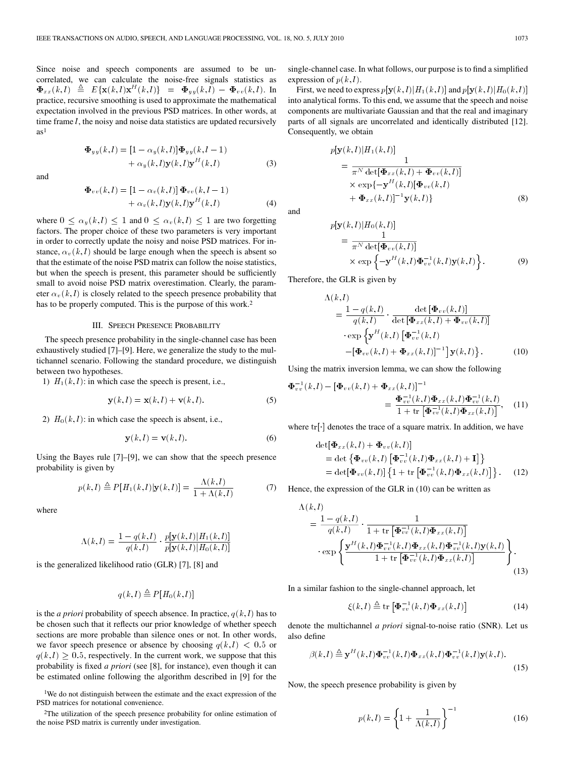Since noise and speech components are assumed to be uncorrelated, we can calculate the noise-free signals statistics as $\mathbf{\Phi}_{xx}(k,l) \triangleq E\{\mathbf{x}(k,l)\mathbf{x}^H(k,l)\} = \mathbf{\Phi}_{yy}(k,l) - \mathbf{\Phi}_{vv}(k,l)$. In practice, recursive smoothing is used to approximate the mathematical expectation involved in the previous PSD matrices. In other words, at time frame $l$, the noisy and noise data statistics are updated recursively as[1]

$$\mathbf{\Phi}_{yy}(k,l) = [1-\alpha_y(k,l)]\mathbf{\Phi}_{yy}(k,l-1) + \alpha_y(k,l)\mathbf{y}(k,l)\mathbf{y}^H(k,l) \tag{3}$$

and

$$\mathbf{\Phi}_{vv}(k,l) = [1-\alpha_v(k,l)]\,\mathbf{\Phi}_{vv}(k,l-1) + \alpha_v(k,l)\mathbf{y}(k,l)\mathbf{y}^H(k,l) \tag{4}$$

where $0 \leq \alpha_y(k,l) \leq 1$ and $0 \leq \alpha_v(k,l) \leq 1$ are two forgetting factors. The proper choice of these two parameters is very important in order to correctly update the noisy and noise PSD matrices. For instance, $\alpha_v(k,l)$ should be large enough when the speech is absent so that the estimate of the noise PSD matrix can follow the noise statistics, but when the speech is present, this parameter should be sufficiently small to avoid noise PSD matrix overestimation. Clearly, the parameter $\alpha_v(k,l)$ is closely related to the speech presence probability that has to be properly computed. This is the purpose of this work.[2]

## III. Speech Presence Probability

The speech presence probability in the single-channel case has been exhaustively studied [7]–[9]. Here, we generalize the study to the multichannel scenario. Following the standard procedure, we distinguish between two hypotheses.

1) $H_1(k,l)$: in which case the speech is present, i.e.,

$$\mathbf{y}(k,l) = \mathbf{x}(k,l) + \mathbf{v}(k,l). \tag{5}$$

2) $H_0(k,l)$: in which case the speech is absent, i.e.,

$$\mathbf{y}(k,l) = \mathbf{v}(k,l). \tag{6}$$

Using the Bayes rule [7]–[9], we can show that the speech presence probability is given by

$$p(k,l) \triangleq P[H_1(k,l)|\mathbf{y}(k,l)] = \frac{\Lambda(k,l)}{1+\Lambda(k,l)} \tag{7}$$

where

$$\Lambda(k,l) = \frac{1-q(k,l)}{q(k,l)} \cdot \frac{p[\mathbf{y}(k,l)|H_1(k,l)]}{p[\mathbf{y}(k,l)|H_0(k,l)]}$$

is the generalized likelihood ratio (GLR) [7], [8] and

$$q(k,l) \triangleq P[H_0(k,l)]$$

is the *a priori* probability of speech absence. In practice, $q(k,l)$ has to be chosen such that it reflects our prior knowledge of whether speech sections are more probable than silence ones or not. In other words, we favor speech presence or absence by choosing $q(k,l) < 0.5$ or $q(k,l) \geq 0.5$, respectively. In the current work, we suppose that this probability is fixed *a priori* (see [8], for instance), even though it can be estimated online following the algorithm described in [9] for the single-channel case. In what follows, our purpose is to find a simplified expression of $p(k,l)$.

First, we need to express $p[\mathbf{y}(k,l)|H_1(k,l)]$ and $p[\mathbf{y}(k,l)|H_0(k,l)]$ into analytical forms. To this end, we assume that the speech and noise components are multivariate Gaussian and that the real and imaginary parts of all signals are uncorrelated and identically distributed [12]. Consequently, we obtain

$$\begin{aligned} p[\mathbf{y}(k,l)|H_1(k,l)] &= \frac{1}{\pi^N \det[\mathbf{\Phi}_{xx}(k,l) + \mathbf{\Phi}_{vv}(k,l)]} \\ &\quad \times \exp\{-\mathbf{y}^H(k,l)[\mathbf{\Phi}_{vv}(k,l) + \mathbf{\Phi}_{xx}(k,l)]^{-1}\mathbf{y}(k,l)\} \end{aligned} \tag{8}$$

and

$$\begin{aligned} p[\mathbf{y}(k,l)|H_0(k,l)] &= \frac{1}{\pi^N \det[\mathbf{\Phi}_{vv}(k,l)]} \\ &\quad \times \exp\left\{-\mathbf{y}^H(k,l)\mathbf{\Phi}_{vv}^{-1}(k,l)\mathbf{y}(k,l)\right\}. \end{aligned} \tag{9}$$

Therefore, the GLR is given by

$$\begin{aligned} \Lambda(k,l) &= \frac{1-q(k,l)}{q(k,l)} \cdot \frac{\det\left[\mathbf{\Phi}_{vv}(k,l)\right]}{\det\left[\mathbf{\Phi}_{xx}(k,l)+\mathbf{\Phi}_{vv}(k,l)\right]} \\ &\quad \cdot \exp\left\{\mathbf{y}^H(k,l)\left[\mathbf{\Phi}_{vv}^{-1}(k,l) - [\mathbf{\Phi}_{vv}(k,l)+\mathbf{\Phi}_{xx}(k,l)]^{-1}\right]\mathbf{y}(k,l)\right\}. \end{aligned} \tag{10}$$

Using the matrix inversion lemma, we can show the following

$$\mathbf{\Phi}_{vv}^{-1}(k,l) - \left[\mathbf{\Phi}_{vv}(k,l)+\mathbf{\Phi}_{xx}(k,l)\right]^{-1} = \frac{\mathbf{\Phi}_{vv}^{-1}(k,l)\mathbf{\Phi}_{xx}(k,l)\mathbf{\Phi}_{vv}^{-1}(k,l)}{1+\mathrm{tr}\left[\mathbf{\Phi}_{vv}^{-1}(k,l)\mathbf{\Phi}_{xx}(k,l)\right]}, \tag{11}$$

where $\mathrm{tr}[\cdot]$ denotes the trace of a square matrix. In addition, we have

$$\begin{aligned} \det[\mathbf{\Phi}_{xx}(k,l)+\mathbf{\Phi}_{vv}(k,l)] &= \det\left\{\mathbf{\Phi}_{vv}(k,l)\left[\mathbf{\Phi}_{vv}^{-1}(k,l)\mathbf{\Phi}_{xx}(k,l)+\mathbf{I}\right]\right\} \\ &= \det[\mathbf{\Phi}_{vv}(k,l)]\left\{1+\mathrm{tr}\left[\mathbf{\Phi}_{vv}^{-1}(k,l)\mathbf{\Phi}_{xx}(k,l)\right]\right\}. \end{aligned} \tag{12}$$

Hence, the expression of the GLR in (10) can be written as

$$\begin{aligned} \Lambda(k,l) &= \frac{1-q(k,l)}{q(k,l)} \cdot \frac{1}{1+\mathrm{tr}\left[\mathbf{\Phi}_{vv}^{-1}(k,l)\mathbf{\Phi}_{xx}(k,l)\right]} \\ &\quad \cdot \exp\left\{\frac{\mathbf{y}^H(k,l)\mathbf{\Phi}_{vv}^{-1}(k,l)\mathbf{\Phi}_{xx}(k,l)\mathbf{\Phi}_{vv}^{-1}(k,l)\mathbf{y}(k,l)}{1+\mathrm{tr}\left[\mathbf{\Phi}_{vv}^{-1}(k,l)\mathbf{\Phi}_{xx}(k,l)\right]}\right\}. \end{aligned} \tag{13}$$

In a similar fashion to the single-channel approach, let

$$\xi(k,l) \triangleq \mathrm{tr}\left[\mathbf{\Phi}_{vv}^{-1}(k,l)\mathbf{\Phi}_{xx}(k,l)\right] \tag{14}$$

denote the multichannel *a priori* signal-to-noise ratio (SNR). Let us also define

$$\beta(k,l) \triangleq \mathbf{y}^H(k,l)\mathbf{\Phi}_{vv}^{-1}(k,l)\mathbf{\Phi}_{xx}(k,l)\mathbf{\Phi}_{vv}^{-1}(k,l)\mathbf{y}(k,l). \tag{15}$$

Now, the speech presence probability is given by

$$p(k,l) = \left\{1+\frac{1}{\Lambda(k,l)}\right\}^{-1} \tag{16}$$

[1] We do not distinguish between the estimate and the exact expression of the PSD matrices for notational convenience.

[2] The utilization of the speech presence probability for online estimation of the noise PSD matrix is currently under investigation.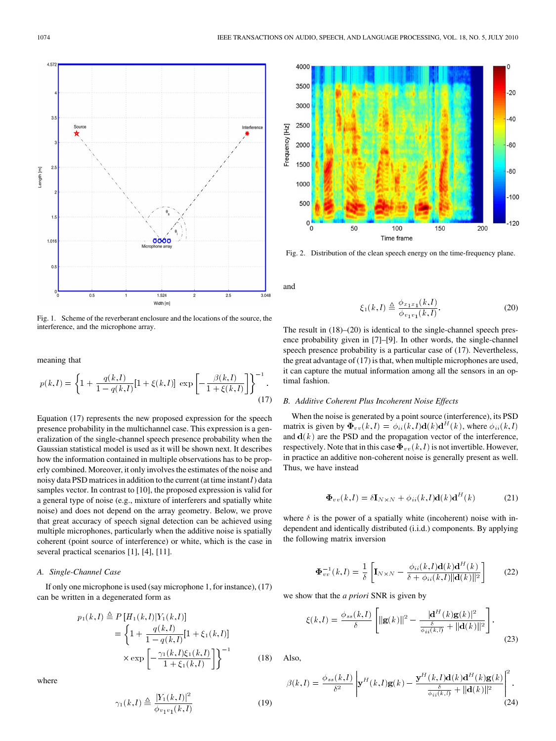Fig. 1. Scheme of the reverberant enclosure and the locations of the source, the interference, and the microphone array.

meaning that

$$p(k,l) = \left\{1 + \frac{q(k,l)}{1-q(k,l)}[1+\xi(k,l)] \exp\left[-\frac{\beta(k,l)}{1+\xi(k,l)}\right]\right\}^{-1}. \tag{17}$$

Equation (17) represents the new proposed expression for the speech presence probability in the multichannel case. This expression is a generalization of the single-channel speech presence probability when the Gaussian statistical model is used as it will be shown next. It describes how the information contained in multiple observations has to be properly combined. Moreover, it only involves the estimates of the noise and noisy data PSD matrices in addition to the current (at time instant $l$) data samples vector. In contrast to [10], the proposed expression is valid for a general type of noise (e.g., mixture of interferers and spatially white noise) and does not depend on the array geometry. Below, we prove that great accuracy of speech signal detection can be achieved using multiple microphones, particularly when the additive noise is spatially coherent (point source of interference) or white, which is the case in several practical scenarios [1], [4], [11].

### A. Single-Channel Case

If only one microphone is used (say microphone 1, for instance), (17) can be written in a degenerated form as

$$\begin{aligned} p_1(k,l) &\triangleq P\left[H_1(k,l)|Y_1(k,l)\right] \\ &= \left\{1 + \frac{q(k,l)}{1-q(k,l)}[1+\xi_1(k,l)] \right. \\ &\quad \left. \times \exp\left[-\frac{\gamma_1(k,l)\xi_1(k,l)}{1+\xi_1(k,l)}\right]\right\}^{-1} \end{aligned} \tag{18}$$

where

$$\gamma_1(k,l) \triangleq \frac{|Y_1(k,l)|^2}{\phi_{v_1v_1}(k,l)} \tag{19}$$

Fig. 2. Distribution of the clean speech energy on the time-frequency plane.

and

$$\xi_1(k,l) \triangleq \frac{\phi_{x_1x_1}(k,l)}{\phi_{v_1v_1}(k,l)}. \tag{20}$$

The result in (18)–(20) is identical to the single-channel speech presence probability given in [7]–[9]. In other words, the single-channel speech presence probability is a particular case of (17). Nevertheless, the great advantage of (17) is that, when multiple microphones are used, it can capture the mutual information among all the sensors in an optimal fashion.

### B. Additive Coherent Plus Incoherent Noise Effects

When the noise is generated by a point source (interference), its PSD matrix is given by $\mathbf{\Phi}_{vv}(k,l) = \phi_{ii}(k,l)\mathbf{d}(k)\mathbf{d}^H(k)$, where $\phi_{ii}(k,l)$ and $\mathbf{d}(k)$ are the PSD and the propagation vector of the interference, respectively. Note that in this case $\mathbf{\Phi}_{vv}(k,l)$ is not invertible. However, in practice an additive non-coherent noise is generally present as well. Thus, we have instead

$$\mathbf{\Phi}_{vv}(k,l) = \delta\mathbf{I}_{N\times N} + \phi_{ii}(k,l)\mathbf{d}(k)\mathbf{d}^H(k) \tag{21}$$

where $\delta$ is the power of a spatially white (incoherent) noise with independent and identically distributed (i.i.d.) components. By applying the following matrix inversion

$$\mathbf{\Phi}_{vv}^{-1}(k,l) = \frac{1}{\delta}\left[\mathbf{I}_{N\times N} - \frac{\phi_{ii}(k,l)\mathbf{d}(k)\mathbf{d}^H(k)}{\delta + \phi_{ii}(k,l)\|\mathbf{d}(k)\|^2}\right] \tag{22}$$

we show that the *a priori* SNR is given by

$$\xi(k,l) = \frac{\phi_{ss}(k,l)}{\delta}\left[\|\mathbf{g}(k)\|^2 - \frac{|\mathbf{d}^H(k)\mathbf{g}(k)|^2}{\frac{\delta}{\phi_{ii}(k,l)} + \|\mathbf{d}(k)\|^2}\right]. \tag{23}$$

Also,

$$\beta(k,l) = \frac{\phi_{ss}(k,l)}{\delta^2}\left|\mathbf{y}^H(k,l)\mathbf{g}(k) - \frac{\mathbf{y}^H(k,l)\mathbf{d}(k)\mathbf{d}^H(k)\mathbf{g}(k)}{\frac{\delta}{\phi_{ii}(k,l)} + \|\mathbf{d}(k)\|^2}\right|^2. \tag{24}$$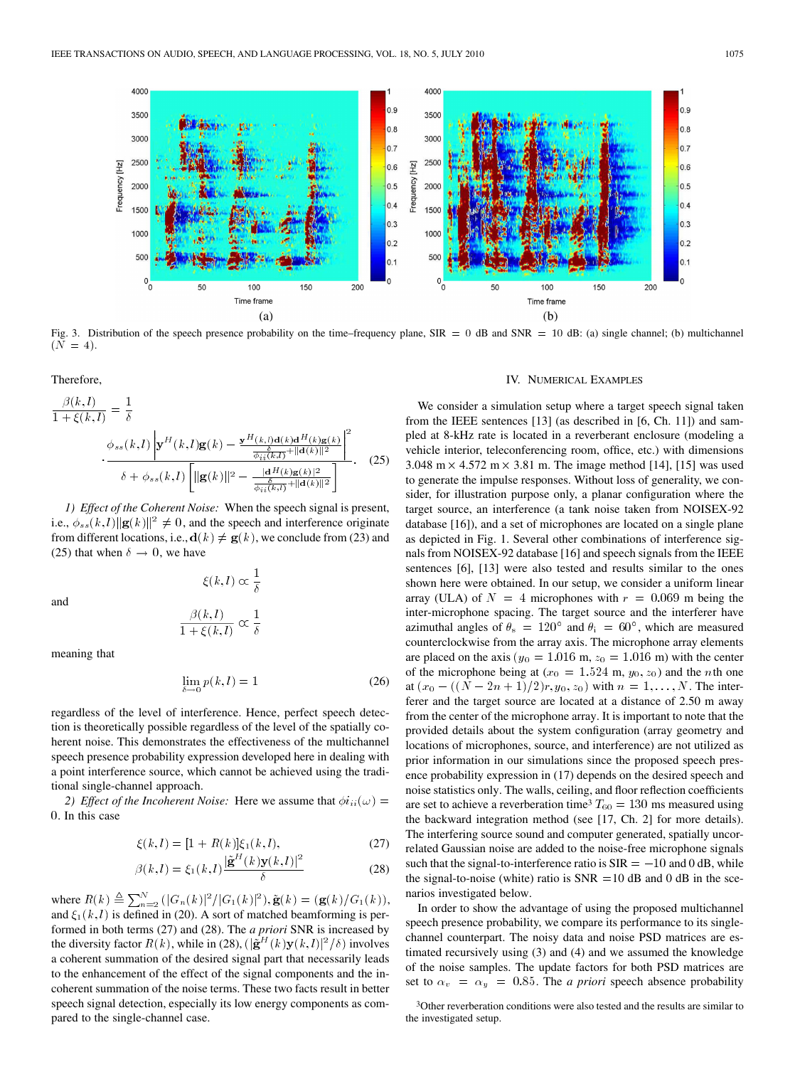Fig. 3. Distribution of the speech presence probability on the time–frequency plane, SIR = 0 dB and SNR = 10 dB: (a) single channel; (b) multichannel ($N = 4$).

Therefore,

$$\frac{\beta(k,l)}{1+\xi(k,l)} = \frac{1}{\delta} \cdot \frac{\phi_{ss}(k,l)\left|\mathbf{y}^H(k,l)\mathbf{g}(k) - \frac{\mathbf{y}^H(k,l)\mathbf{d}(k)\mathbf{d}^H(k)\mathbf{g}(k)}{\frac{\delta}{\phi_{ii}(k,l)}+\|\mathbf{d}(k)\|^2}\right|^2}{\delta + \phi_{ss}(k,l)\left[\|\mathbf{g}(k)\|^2 - \frac{|\mathbf{d}^H(k)\mathbf{g}(k)|^2}{\frac{\delta}{\phi_{ii}(k,l)}+\|\mathbf{d}(k)\|^2}\right]}. \quad (25)$$

*1) Effect of the Coherent Noise:* When the speech signal is present, i.e., $\phi_{ss}(k,l)\|\mathbf{g}(k)\|^2 \neq 0$, and the speech and interference originate from different locations, i.e., $\mathbf{d}(k) \neq \mathbf{g}(k)$, we conclude from (23) and (25) that when $\delta \to 0$, we have

$$\xi(k,l) \propto \frac{1}{\delta}$$

and

$$\frac{\beta(k,l)}{1+\xi(k,l)} \propto \frac{1}{\delta}$$

meaning that

$$\lim_{\delta \to 0} p(k,l) = 1 \quad (26)$$

regardless of the level of interference. Hence, perfect speech detection is theoretically possible regardless of the level of the spatially coherent noise. This demonstrates the effectiveness of the multichannel speech presence probability expression developed here in dealing with a point interference source, which cannot be achieved using the traditional single-channel approach.

*2) Effect of the Incoherent Noise:* Here we assume that $\phi_{ii}(\omega) = 0$. In this case

$$\xi(k,l) = [1 + R(k)]\xi_1(k,l), \quad (27)$$

$$\beta(k,l) = \xi_1(k,l)\frac{|\hat{\mathbf{g}}^H(k)\mathbf{y}(k,l)|^2}{\delta} \quad (28)$$

where $R(k) \triangleq \sum_{n=2}^{N}(|G_n(k)|^2/|G_1(k)|^2)$, $\hat{\mathbf{g}}(k) = (\mathbf{g}(k)/G_1(k))$, and $\xi_1(k,l)$ is defined in (20). A sort of matched beamforming is performed in both terms (27) and (28). The *a priori* SNR is increased by the diversity factor $R(k)$, while in (28), $(|\hat{\mathbf{g}}^H(k)\mathbf{y}(k,l)|^2/\delta)$ involves a coherent summation of the desired signal part that necessarily leads to the enhancement of the effect of the signal components and the incoherent summation of the noise terms. These two facts result in better speech signal detection, especially its low energy components as compared to the single-channel case.

## IV. Numerical Examples

We consider a simulation setup where a target speech signal taken from the IEEE sentences [13] (as described in [6, Ch. 11]) and sampled at 8-kHz rate is located in a reverberant enclosure (modeling a vehicle interior, teleconferencing room, office, etc.) with dimensions 3.048 m × 4.572 m × 3.81 m. The image method [14], [15] was used to generate the impulse responses. Without loss of generality, we consider, for illustration purpose only, a planar configuration where the target source, an interference (a tank noise taken from NOISEX-92 database [16]), and a set of microphones are located on a single plane as depicted in Fig. 1. Several other combinations of interference signals from NOISEX-92 database [16] and speech signals from the IEEE sentences [6], [13] were also tested and results similar to the ones shown here were obtained. In our setup, we consider a uniform linear array (ULA) of $N = 4$ microphones with $r = 0.069$ m being the inter-microphone spacing. The target source and the interferer have azimuthal angles of $\theta_s = 120°$ and $\theta_i = 60°$, which are measured counterclockwise from the array axis. The microphone array elements are placed on the axis ($y_0 = 1.016$ m, $z_0 = 1.016$ m) with the center of the microphone being at ($x_0 = 1.524$ m, $y_0, z_0$) and the $n$th one at ($x_0 - ((N - 2n + 1)/2)r, y_0, z_0$) with $n = 1, \ldots, N$. The interferer and the target source are located at a distance of 2.50 m away from the center of the microphone array. It is important to note that the provided details about the system configuration (array geometry and locations of microphones, source, and interference) are not utilized as prior information in our simulations since the proposed speech presence probability expression in (17) depends on the desired speech and noise statistics only. The walls, ceiling, and floor reflection coefficients are set to achieve a reverberation time[3] $T_{60} = 130$ ms measured using the backward integration method (see [17, Ch. 2] for more details). The interfering source sound and computer generated, spatially uncorrelated Gaussian noise are added to the noise-free microphone signals such that the signal-to-interference ratio is SIR = −10 and 0 dB, while the signal-to-noise (white) ratio is SNR =10 dB and 0 dB in the scenarios investigated below.

In order to show the advantage of using the proposed multichannel speech presence probability, we compare its performance to its single-channel counterpart. The noisy data and noise PSD matrices are estimated recursively using (3) and (4) and we assumed the knowledge of the noise samples. The update factors for both PSD matrices are set to $\alpha_v = \alpha_y = 0.85$. The *a priori* speech absence probability

[3]Other reverberation conditions were also tested and the results are similar to the investigated setup.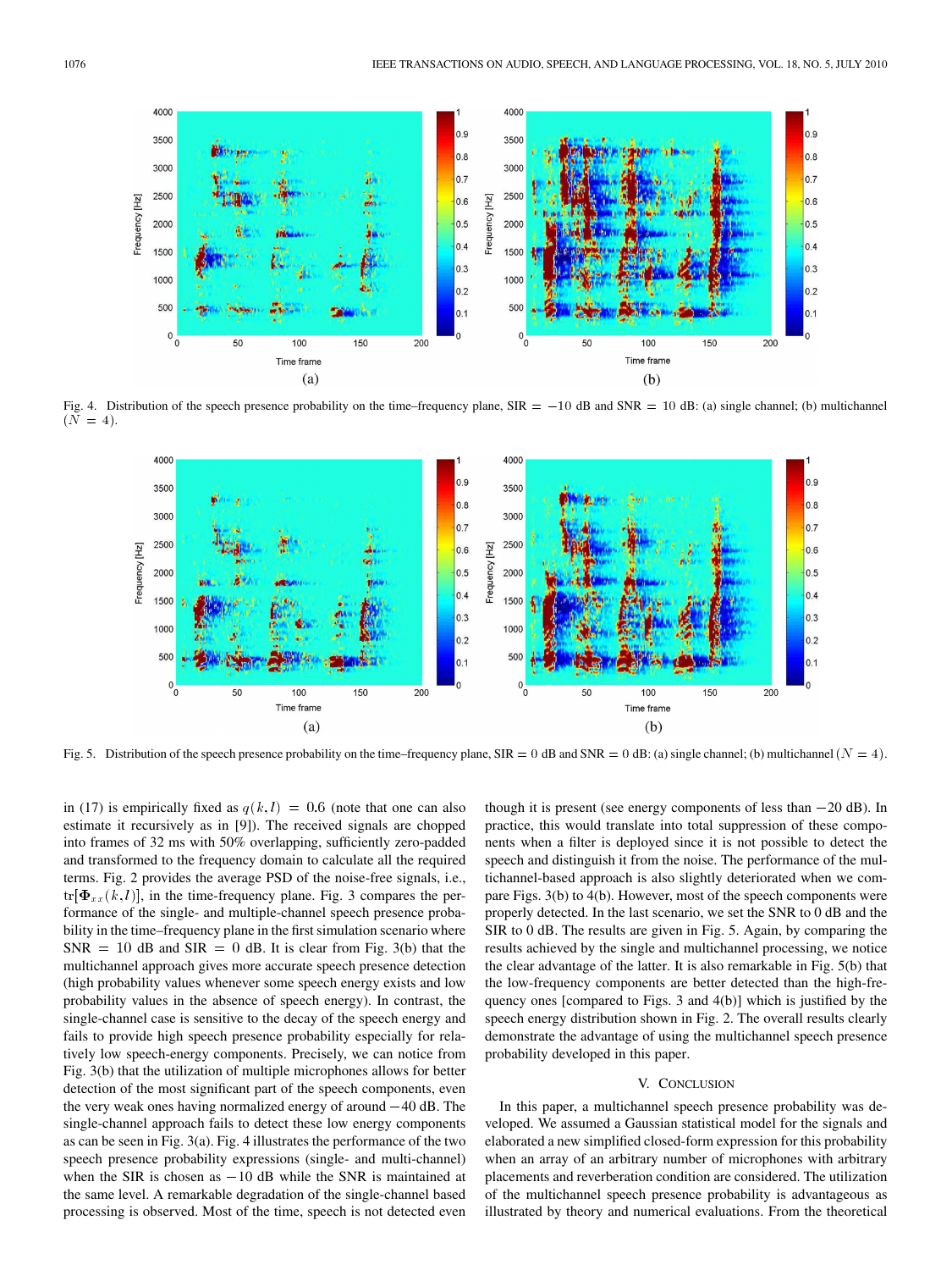Fig. 4. Distribution of the speech presence probability on the time–frequency plane, SIR $= -10$ dB and SNR $= 10$ dB: (a) single channel; (b) multichannel ($N = 4$).

Fig. 5. Distribution of the speech presence probability on the time–frequency plane, SIR $= 0$ dB and SNR $= 0$ dB: (a) single channel; (b) multichannel ($N = 4$).

in (17) is empirically fixed as $q(k, l) = 0.6$ (note that one can also estimate it recursively as in [9]). The received signals are chopped into frames of 32 ms with 50% overlapping, sufficiently zero-padded and transformed to the frequency domain to calculate all the required terms. Fig. 2 provides the average PSD of the noise-free signals, i.e., $\text{tr}[\mathbf{\Phi}_{xx}(k,l)]$, in the time-frequency plane. Fig. 3 compares the performance of the single- and multiple-channel speech presence probability in the time–frequency plane in the first simulation scenario where SNR $= 10$ dB and SIR $= 0$ dB. It is clear from Fig. 3(b) that the multichannel approach gives more accurate speech presence detection (high probability values whenever some speech energy exists and low probability values in the absence of speech energy). In contrast, the single-channel case is sensitive to the decay of the speech energy and fails to provide high speech presence probability especially for relatively low speech-energy components. Precisely, we can notice from Fig. 3(b) that the utilization of multiple microphones allows for better detection of the most significant part of the speech components, even the very weak ones having normalized energy of around $-40$ dB. The single-channel approach fails to detect these low energy components as can be seen in Fig. 3(a). Fig. 4 illustrates the performance of the two speech presence probability expressions (single- and multi-channel) when the SIR is chosen as $-10$ dB while the SNR is maintained at the same level. A remarkable degradation of the single-channel based processing is observed. Most of the time, speech is not detected even though it is present (see energy components of less than $-20$ dB). In practice, this would translate into total suppression of these components when a filter is deployed since it is not possible to detect the speech and distinguish it from the noise. The performance of the multichannel-based approach is also slightly deteriorated when we compare Figs. 3(b) to 4(b). However, most of the speech components were properly detected. In the last scenario, we set the SNR to 0 dB and the SIR to 0 dB. The results are given in Fig. 5. Again, by comparing the results achieved by the single and multichannel processing, we notice the clear advantage of the latter. It is also remarkable in Fig. 5(b) that the low-frequency components are better detected than the high-frequency ones [compared to Figs. 3 and 4(b)] which is justified by the speech energy distribution shown in Fig. 2. The overall results clearly demonstrate the advantage of using the multichannel speech presence probability developed in this paper.

## V. Conclusion

In this paper, a multichannel speech presence probability was developed. We assumed a Gaussian statistical model for the signals and elaborated a new simplified closed-form expression for this probability when an array of an arbitrary number of microphones with arbitrary placements and reverberation condition are considered. The utilization of the multichannel speech presence probability is advantageous as illustrated by theory and numerical evaluations. From the theoretical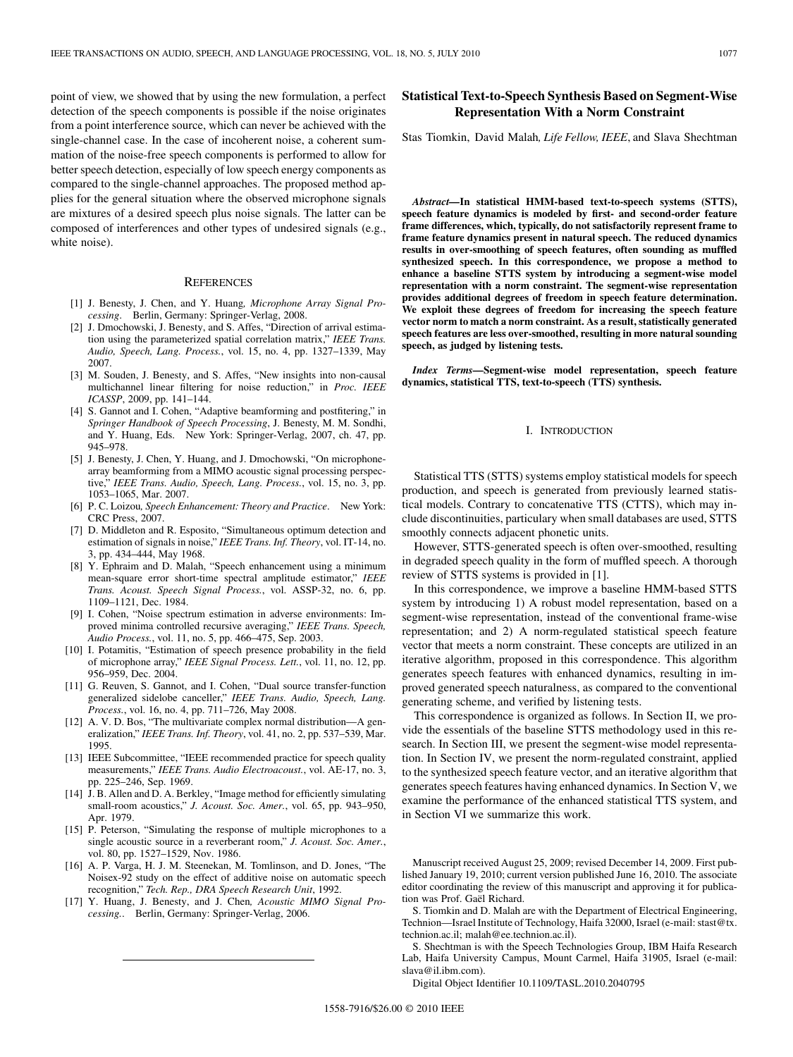point of view, we showed that by using the new formulation, a perfect detection of the speech components is possible if the noise originates from a point interference source, which can never be achieved with the single-channel case. In the case of incoherent noise, a coherent summation of the noise-free speech components is performed to allow for better speech detection, especially of low speech energy components as compared to the single-channel approaches. The proposed method applies for the general situation where the observed microphone signals are mixtures of a desired speech plus noise signals. The latter can be composed of interferences and other types of undesired signals (e.g., white noise).

## References

[1] J. Benesty, J. Chen, and Y. Huang, *Microphone Array Signal Processing*. Berlin, Germany: Springer-Verlag, 2008.

[2] J. Dmochowski, J. Benesty, and S. Affes, "Direction of arrival estimation using the parameterized spatial correlation matrix," *IEEE Trans. Audio, Speech, Lang. Process.*, vol. 15, no. 4, pp. 1327–1339, May 2007.

[3] M. Souden, J. Benesty, and S. Affes, "New insights into non-causal multichannel linear filtering for noise reduction," in *Proc. IEEE ICASSP*, 2009, pp. 141–144.

[4] S. Gannot and I. Cohen, "Adaptive beamforming and postfitering," in *Springer Handbook of Speech Processing*, J. Benesty, M. M. Sondhi, and Y. Huang, Eds. New York: Springer-Verlag, 2007, ch. 47, pp. 945–978.

[5] J. Benesty, J. Chen, Y. Huang, and J. Dmochowski, "On microphone-array beamforming from a MIMO acoustic signal processing perspective," *IEEE Trans. Audio, Speech, Lang. Process.*, vol. 15, no. 3, pp. 1053–1065, Mar. 2007.

[6] P. C. Loizou, *Speech Enhancement: Theory and Practice*. New York: CRC Press, 2007.

[7] D. Middleton and R. Esposito, "Simultaneous optimum detection and estimation of signals in noise," *IEEE Trans. Inf. Theory*, vol. IT-14, no. 3, pp. 434–444, May 1968.

[8] Y. Ephraim and D. Malah, "Speech enhancement using a minimum mean-square error short-time spectral amplitude estimator," *IEEE Trans. Acoust. Speech Signal Process.*, vol. ASSP-32, no. 6, pp. 1109–1121, Dec. 1984.

[9] I. Cohen, "Noise spectrum estimation in adverse environments: Improved minima controlled recursive averaging," *IEEE Trans. Speech, Audio Process.*, vol. 11, no. 5, pp. 466–475, Sep. 2003.

[10] I. Potamitis, "Estimation of speech presence probability in the field of microphone array," *IEEE Signal Process. Lett.*, vol. 11, no. 12, pp. 956–959, Dec. 2004.

[11] G. Reuven, S. Gannot, and I. Cohen, "Dual source transfer-function generalized sidelobe canceller," *IEEE Trans. Audio, Speech, Lang. Process.*, vol. 16, no. 4, pp. 711–726, May 2008.

[12] A. V. D. Bos, "The multivariate complex normal distribution—A generalization," *IEEE Trans. Inf. Theory*, vol. 41, no. 2, pp. 537–539, Mar. 1995.

[13] IEEE Subcommittee, "IEEE recommended practice for speech quality measurements," *IEEE Trans. Audio Electroacoust.*, vol. AE-17, no. 3, pp. 225–246, Sep. 1969.

[14] J. B. Allen and D. A. Berkley, "Image method for efficiently simulating small-room acoustics," *J. Acoust. Soc. Amer.*, vol. 65, pp. 943–950, Apr. 1979.

[15] P. Peterson, "Simulating the response of multiple microphones to a single acoustic source in a reverberant room," *J. Acoust. Soc. Amer.*, vol. 80, pp. 1527–1529, Nov. 1986.

[16] A. P. Varga, H. J. M. Steenekan, M. Tomlinson, and D. Jones, "The Noisex-92 study on the effect of additive noise on automatic speech recognition," *Tech. Rep., DRA Speech Research Unit*, 1992.

[17] Y. Huang, J. Benesty, and J. Chen, *Acoustic MIMO Signal Processing.*. Berlin, Germany: Springer-Verlag, 2006.

# Statistical Text-to-Speech Synthesis Based on Segment-Wise Representation With a Norm Constraint

Stas Tiomkin, David Malah, *Life Fellow, IEEE*, and Slava Shechtman

***Abstract*—In statistical HMM-based text-to-speech systems (STTS), speech feature dynamics is modeled by first- and second-order feature frame differences, which, typically, do not satisfactorily represent frame to frame feature dynamics present in natural speech. The reduced dynamics results in over-smoothing of speech features, often sounding as muffled synthesized speech. In this correspondence, we propose a method to enhance a baseline STTS system by introducing a segment-wise model representation with a norm constraint. The segment-wise representation provides additional degrees of freedom in speech feature determination. We exploit these degrees of freedom for increasing the speech feature vector norm to match a norm constraint. As a result, statistically generated speech features are less over-smoothed, resulting in more natural sounding speech, as judged by listening tests.**

***Index Terms*—Segment-wise model representation, speech feature dynamics, statistical TTS, text-to-speech (TTS) synthesis.**

## I. Introduction

Statistical TTS (STTS) systems employ statistical models for speech production, and speech is generated from previously learned statistical models. Contrary to concatenative TTS (CTTS), which may include discontinuities, particulary when small databases are used, STTS smoothly connects adjacent phonetic units.

However, STTS-generated speech is often over-smoothed, resulting in degraded speech quality in the form of muffled speech. A thorough review of STTS systems is provided in [1].

In this correspondence, we improve a baseline HMM-based STTS system by introducing 1) A robust model representation, based on a segment-wise representation, instead of the conventional frame-wise representation; and 2) A norm-regulated statistical speech feature vector that meets a norm constraint. These concepts are utilized in an iterative algorithm, proposed in this correspondence. This algorithm generates speech features with enhanced dynamics, resulting in improved generated speech naturalness, as compared to the conventional generating scheme, and verified by listening tests.

This correspondence is organized as follows. In Section II, we provide the essentials of the baseline STTS methodology used in this research. In Section III, we present the segment-wise model representation. In Section IV, we present the norm-regulated constraint, applied to the synthesized speech feature vector, and an iterative algorithm that generates speech features having enhanced dynamics. In Section V, we examine the performance of the enhanced statistical TTS system, and in Section VI we summarize this work.

Manuscript received August 25, 2009; revised December 14, 2009. First published January 19, 2010; current version published June 16, 2010. The associate editor coordinating the review of this manuscript and approving it for publication was Prof. Gaël Richard.

S. Tiomkin and D. Malah are with the Department of Electrical Engineering, Technion—Israel Institute of Technology, Haifa 32000, Israel (e-mail: stast@tx.technion.ac.il; malah@ee.technion.ac.il).

S. Shechtman is with the Speech Technologies Group, IBM Haifa Research Lab, Haifa University Campus, Mount Carmel, Haifa 31905, Israel (e-mail: slava@il.ibm.com).

Digital Object Identifier 10.1109/TASL.2010.2040795